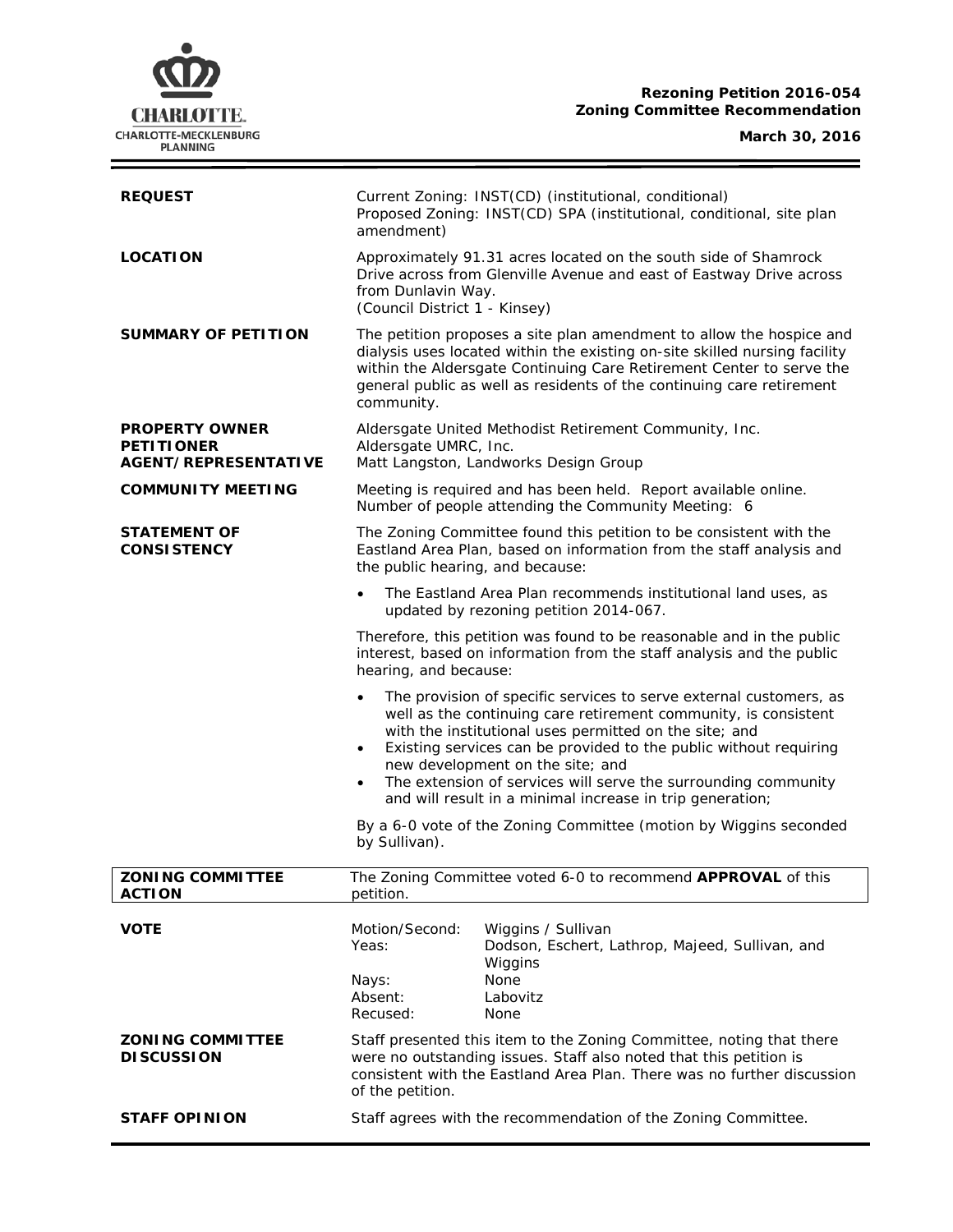**Rezoning Petition 2016-054**
**Zoning Committee Recommendation**

**March 30, 2016**

| | |
|---|---|
| **REQUEST** | Current Zoning: INST(CD) (institutional, conditional)<br>Proposed Zoning: INST(CD) SPA (institutional, conditional, site plan amendment) |
| **LOCATION** | Approximately 91.31 acres located on the south side of Shamrock Drive across from Glenville Avenue and east of Eastway Drive across from Dunlavin Way.<br>(Council District 1 - Kinsey) |
| **SUMMARY OF PETITION** | The petition proposes a site plan amendment to allow the hospice and dialysis uses located within the existing on-site skilled nursing facility within the Aldersgate Continuing Care Retirement Center to serve the general public as well as residents of the continuing care retirement community. |
| **PROPERTY OWNER**<br>**PETITIONER**<br>**AGENT/REPRESENTATIVE** | Aldersgate United Methodist Retirement Community, Inc.<br>Aldersgate UMRC, Inc.<br>Matt Langston, Landworks Design Group |
| **COMMUNITY MEETING** | Meeting is required and has been held. Report available online.<br>Number of people attending the Community Meeting: 6 |
| **STATEMENT OF CONSISTENCY** | The Zoning Committee found this petition to be consistent with the Eastland Area Plan, based on information from the staff analysis and the public hearing, and because:<br>• The Eastland Area Plan recommends institutional land uses, as updated by rezoning petition 2014-067.<br>Therefore, this petition was found to be reasonable and in the public interest, based on information from the staff analysis and the public hearing, and because:<br>• The provision of specific services to serve external customers, as well as the continuing care retirement community, is consistent with the institutional uses permitted on the site; and<br>• Existing services can be provided to the public without requiring new development on the site; and<br>• The extension of services will serve the surrounding community and will result in a minimal increase in trip generation;<br>By a 6-0 vote of the Zoning Committee (motion by Wiggins seconded by Sullivan). |
| **ZONING COMMITTEE ACTION** | The Zoning Committee voted 6-0 to recommend **APPROVAL** of this petition. |
| **VOTE** | Motion/Second: Wiggins / Sullivan<br>Yeas: Dodson, Eschert, Lathrop, Majeed, Sullivan, and Wiggins<br>Nays: None<br>Absent: Labovitz<br>Recused: None |
| **ZONING COMMITTEE DISCUSSION** | Staff presented this item to the Zoning Committee, noting that there were no outstanding issues. Staff also noted that this petition is consistent with the Eastland Area Plan. There was no further discussion of the petition. |
| **STAFF OPINION** | Staff agrees with the recommendation of the Zoning Committee. |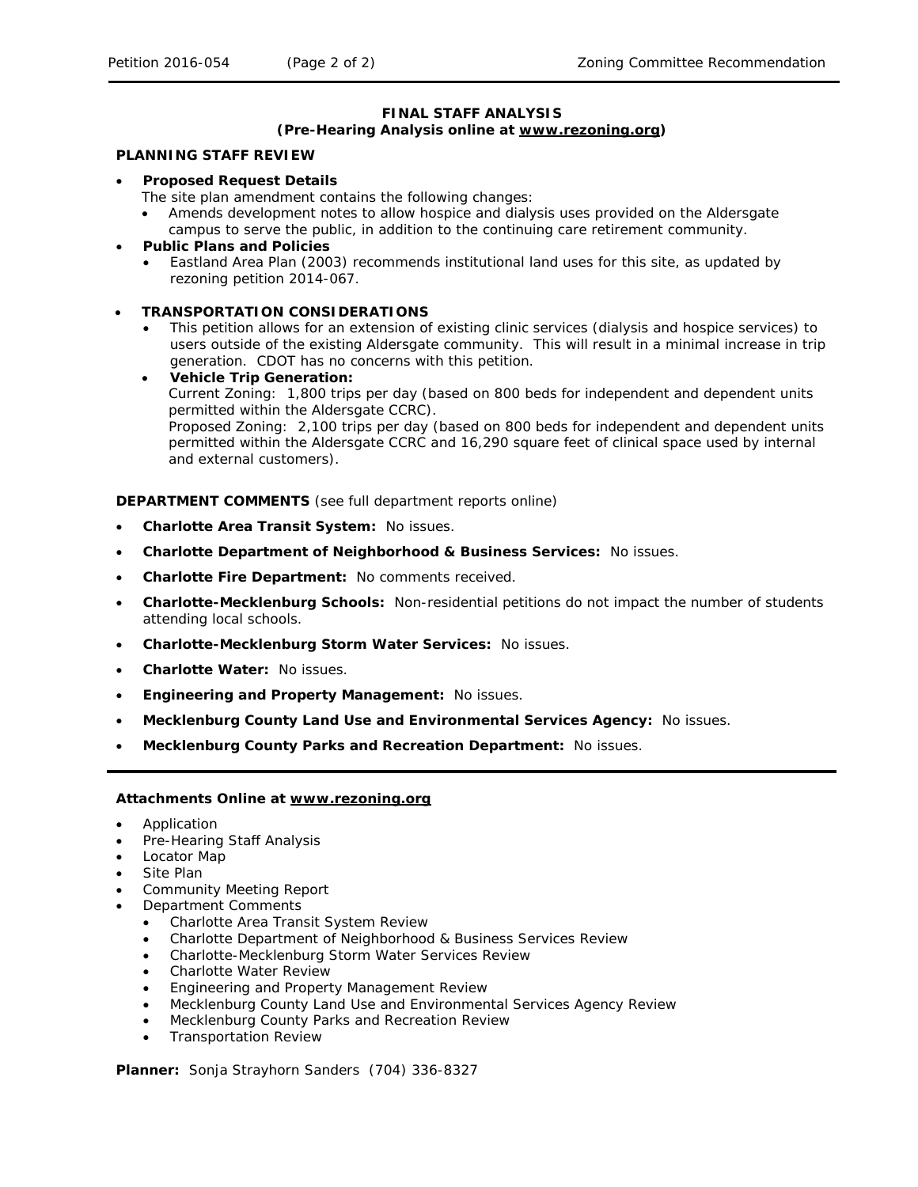**FINAL STAFF ANALYSIS**
**(Pre-Hearing Analysis online at [www.rezoning.org](www.rezoning.org))**

**PLANNING STAFF REVIEW**

- **Proposed Request Details**
  The site plan amendment contains the following changes:
  - Amends development notes to allow hospice and dialysis uses provided on the Aldersgate campus to serve the public, in addition to the continuing care retirement community.
- **Public Plans and Policies**
  - Eastland Area Plan (2003) recommends institutional land uses for this site, as updated by rezoning petition 2014-067.

- **TRANSPORTATION CONSIDERATIONS**
  - This petition allows for an extension of existing clinic services (dialysis and hospice services) to users outside of the existing Aldersgate community. This will result in a minimal increase in trip generation. CDOT has no concerns with this petition.
  - **Vehicle Trip Generation:**
    Current Zoning: 1,800 trips per day (based on 800 beds for independent and dependent units permitted within the Aldersgate CCRC).
    Proposed Zoning: 2,100 trips per day (based on 800 beds for independent and dependent units permitted within the Aldersgate CCRC and 16,290 square feet of clinical space used by internal and external customers).

**DEPARTMENT COMMENTS** (see full department reports online)

- **Charlotte Area Transit System:** No issues.
- **Charlotte Department of Neighborhood & Business Services:** No issues.
- **Charlotte Fire Department:** No comments received.
- **Charlotte-Mecklenburg Schools:** Non-residential petitions do not impact the number of students attending local schools.
- **Charlotte-Mecklenburg Storm Water Services:** No issues.
- **Charlotte Water:** No issues.
- **Engineering and Property Management:** No issues.
- **Mecklenburg County Land Use and Environmental Services Agency:** No issues.
- **Mecklenburg County Parks and Recreation Department:** No issues.

---

**Attachments Online at [www.rezoning.org](www.rezoning.org)**

- Application
- Pre-Hearing Staff Analysis
- Locator Map
- Site Plan
- Community Meeting Report
- Department Comments
  - Charlotte Area Transit System Review
  - Charlotte Department of Neighborhood & Business Services Review
  - Charlotte-Mecklenburg Storm Water Services Review
  - Charlotte Water Review
  - Engineering and Property Management Review
  - Mecklenburg County Land Use and Environmental Services Agency Review
  - Mecklenburg County Parks and Recreation Review
  - Transportation Review

**Planner:** Sonja Strayhorn Sanders (704) 336-8327